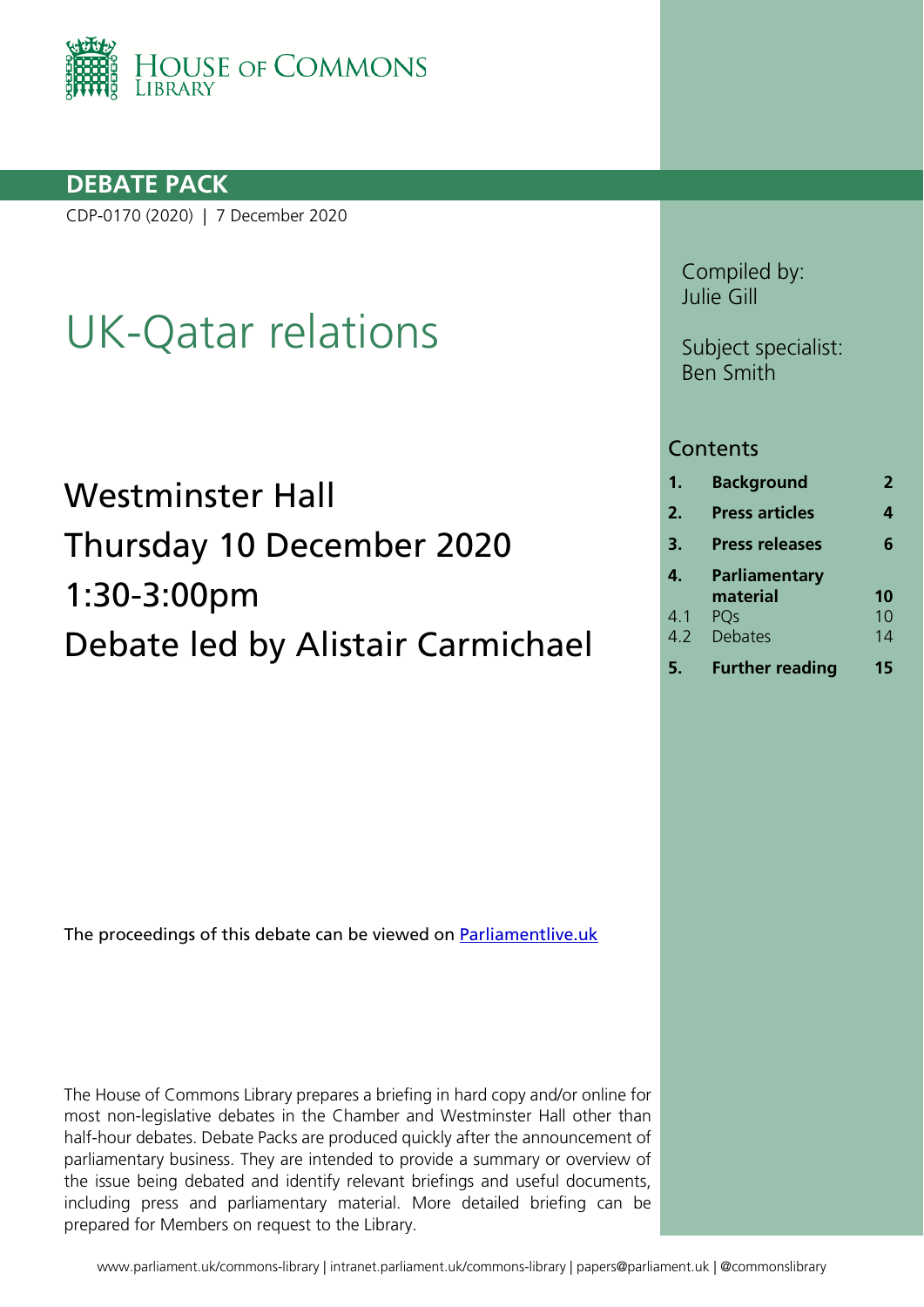HOUSE OF COMMONS LIBRARY

**DEBATE PACK**

CDP-0170 (2020) | 7 December 2020

# UK-Qatar relations

## Westminster Hall
## Thursday 10 December 2020
## 1:30-3:00pm
## Debate led by Alistair Carmichael

Compiled by:
Julie Gill

Subject specialist:
Ben Smith

### Contents

| | | |
|---|---|---|
| **1.** | **Background** | **2** |
| **2.** | **Press articles** | **4** |
| **3.** | **Press releases** | **6** |
| **4.** | **Parliamentary material** | **10** |
| 4.1 | PQs | 10 |
| 4.2 | Debates | 14 |
| **5.** | **Further reading** | **15** |

The proceedings of this debate can be viewed on [Parliamentlive.uk](Parliamentlive.uk)

The House of Commons Library prepares a briefing in hard copy and/or online for most non-legislative debates in the Chamber and Westminster Hall other than half-hour debates. Debate Packs are produced quickly after the announcement of parliamentary business. They are intended to provide a summary or overview of the issue being debated and identify relevant briefings and useful documents, including press and parliamentary material. More detailed briefing can be prepared for Members on request to the Library.

www.parliament.uk/commons-library | intranet.parliament.uk/commons-library | papers@parliament.uk | @commonslibrary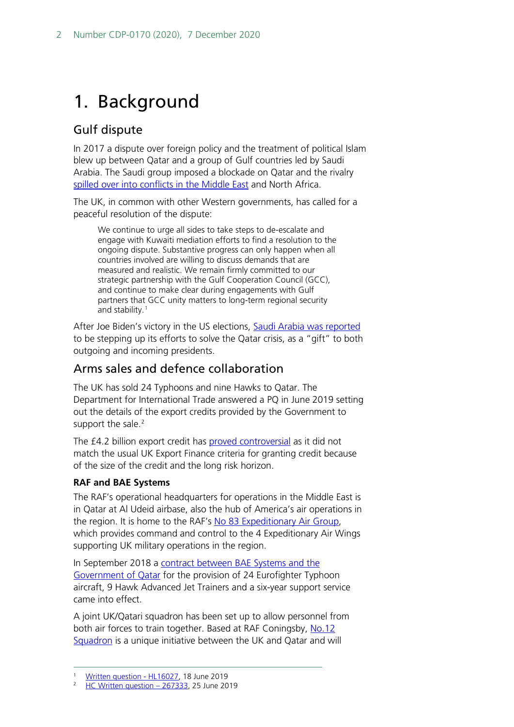# 1. Background

## Gulf dispute

In 2017 a dispute over foreign policy and the treatment of political Islam blew up between Qatar and a group of Gulf countries led by Saudi Arabia. The Saudi group imposed a blockade on Qatar and the rivalry spilled over into conflicts in the Middle East and North Africa.

The UK, in common with other Western governments, has called for a peaceful resolution of the dispute:

> We continue to urge all sides to take steps to de-escalate and engage with Kuwaiti mediation efforts to find a resolution to the ongoing dispute. Substantive progress can only happen when all countries involved are willing to discuss demands that are measured and realistic. We remain firmly committed to our strategic partnership with the Gulf Cooperation Council (GCC), and continue to make clear during engagements with Gulf partners that GCC unity matters to long-term regional security and stability.[1]

After Joe Biden's victory in the US elections, Saudi Arabia was reported to be stepping up its efforts to solve the Qatar crisis, as a "gift" to both outgoing and incoming presidents.

## Arms sales and defence collaboration

The UK has sold 24 Typhoons and nine Hawks to Qatar. The Department for International Trade answered a PQ in June 2019 setting out the details of the export credits provided by the Government to support the sale.[2]

The £4.2 billion export credit has proved controversial as it did not match the usual UK Export Finance criteria for granting credit because of the size of the credit and the long risk horizon.

**RAF and BAE Systems**

The RAF's operational headquarters for operations in the Middle East is in Qatar at Al Udeid airbase, also the hub of America's air operations in the region. It is home to the RAF's No 83 Expeditionary Air Group, which provides command and control to the 4 Expeditionary Air Wings supporting UK military operations in the region.

In September 2018 a contract between BAE Systems and the Government of Qatar for the provision of 24 Eurofighter Typhoon aircraft, 9 Hawk Advanced Jet Trainers and a six-year support service came into effect.

A joint UK/Qatari squadron has been set up to allow personnel from both air forces to train together. Based at RAF Coningsby, No.12 Squadron is a unique initiative between the UK and Qatar and will

---

[1] Written question - HL16027, 18 June 2019

[2] HC Written question – 267333, 25 June 2019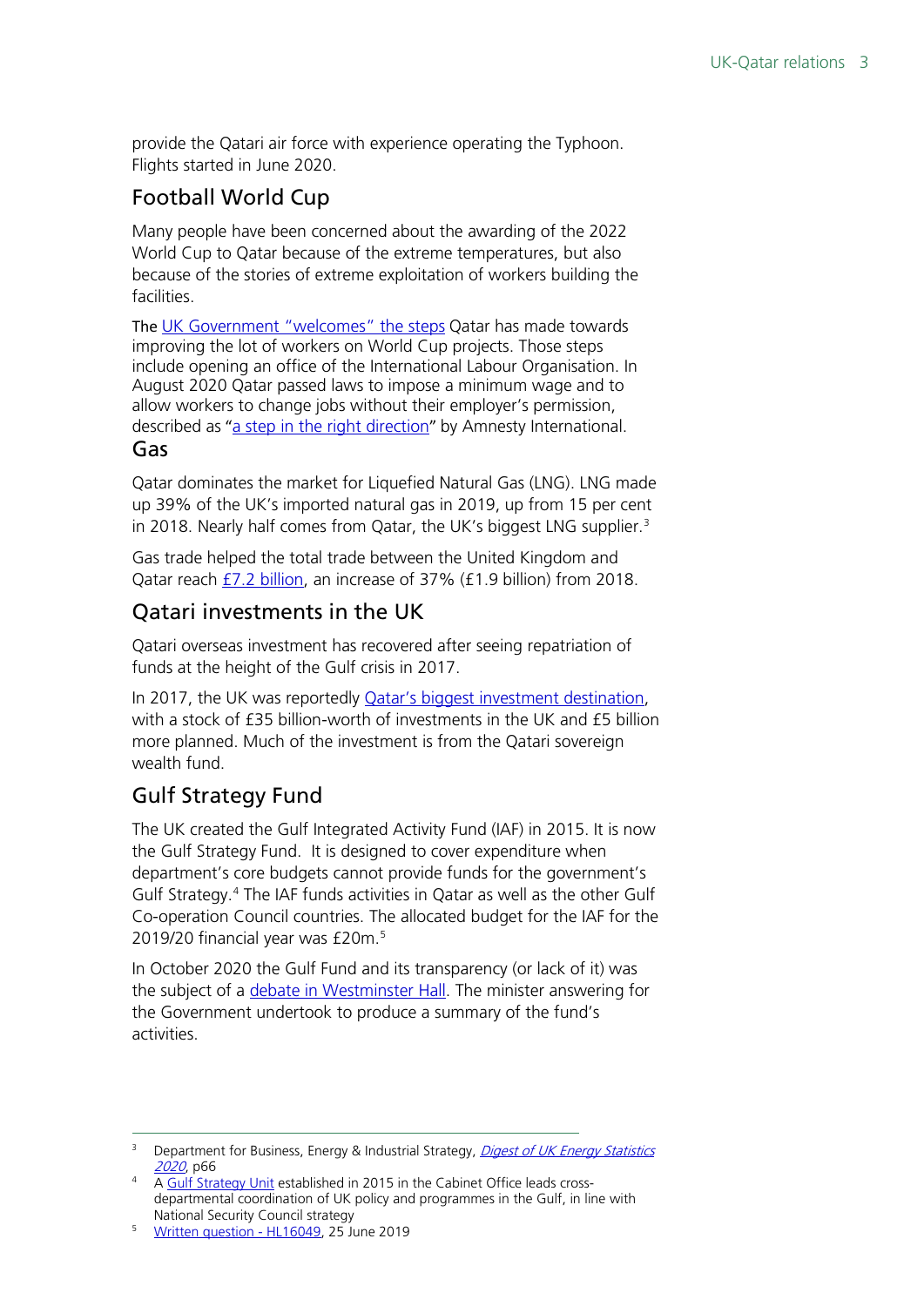provide the Qatari air force with experience operating the Typhoon. Flights started in June 2020.

## Football World Cup

Many people have been concerned about the awarding of the 2022 World Cup to Qatar because of the extreme temperatures, but also because of the stories of extreme exploitation of workers building the facilities.

The UK Government "welcomes" the steps Qatar has made towards improving the lot of workers on World Cup projects. Those steps include opening an office of the International Labour Organisation. In August 2020 Qatar passed laws to impose a minimum wage and to allow workers to change jobs without their employer's permission, described as "a step in the right direction" by Amnesty International.

## Gas

Qatar dominates the market for Liquefied Natural Gas (LNG). LNG made up 39% of the UK's imported natural gas in 2019, up from 15 per cent in 2018. Nearly half comes from Qatar, the UK's biggest LNG supplier.[3]

Gas trade helped the total trade between the United Kingdom and Qatar reach £7.2 billion, an increase of 37% (£1.9 billion) from 2018.

## Qatari investments in the UK

Qatari overseas investment has recovered after seeing repatriation of funds at the height of the Gulf crisis in 2017.

In 2017, the UK was reportedly Qatar's biggest investment destination, with a stock of £35 billion-worth of investments in the UK and £5 billion more planned. Much of the investment is from the Qatari sovereign wealth fund.

## Gulf Strategy Fund

The UK created the Gulf Integrated Activity Fund (IAF) in 2015. It is now the Gulf Strategy Fund. It is designed to cover expenditure when department's core budgets cannot provide funds for the government's Gulf Strategy.[4] The IAF funds activities in Qatar as well as the other Gulf Co-operation Council countries. The allocated budget for the IAF for the 2019/20 financial year was £20m.[5]

In October 2020 the Gulf Fund and its transparency (or lack of it) was the subject of a debate in Westminster Hall. The minister answering for the Government undertook to produce a summary of the fund's activities.

---

[3] Department for Business, Energy & Industrial Strategy, *Digest of UK Energy Statistics 2020*, p66

[4] A Gulf Strategy Unit established in 2015 in the Cabinet Office leads cross-departmental coordination of UK policy and programmes in the Gulf, in line with National Security Council strategy

[5] Written question - HL16049, 25 June 2019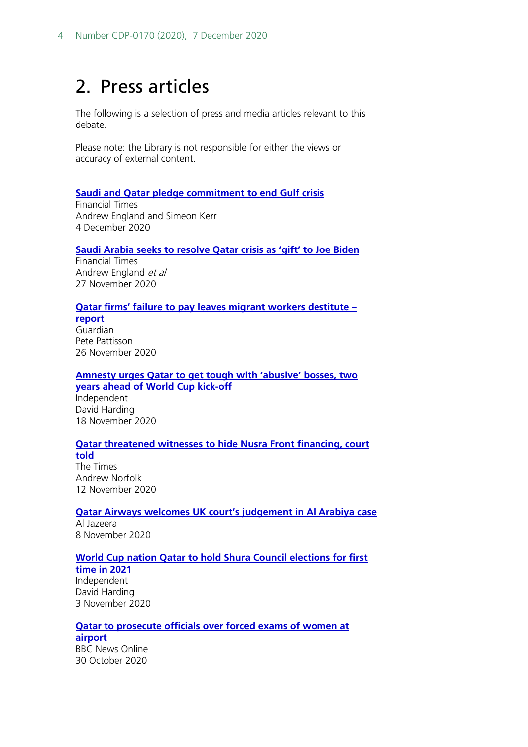## 2. Press articles

The following is a selection of press and media articles relevant to this debate.

Please note: the Library is not responsible for either the views or accuracy of external content.

**Saudi and Qatar pledge commitment to end Gulf crisis**
Financial Times
Andrew England and Simeon Kerr
4 December 2020

**Saudi Arabia seeks to resolve Qatar crisis as 'gift' to Joe Biden**
Financial Times
Andrew England *et al*
27 November 2020

**Qatar firms' failure to pay leaves migrant workers destitute – report**
Guardian
Pete Pattisson
26 November 2020

**Amnesty urges Qatar to get tough with 'abusive' bosses, two years ahead of World Cup kick-off**
Independent
David Harding
18 November 2020

**Qatar threatened witnesses to hide Nusra Front financing, court told**
The Times
Andrew Norfolk
12 November 2020

**Qatar Airways welcomes UK court's judgement in Al Arabiya case**
Al Jazeera
8 November 2020

**World Cup nation Qatar to hold Shura Council elections for first time in 2021**
Independent
David Harding
3 November 2020

**Qatar to prosecute officials over forced exams of women at airport**
BBC News Online
30 October 2020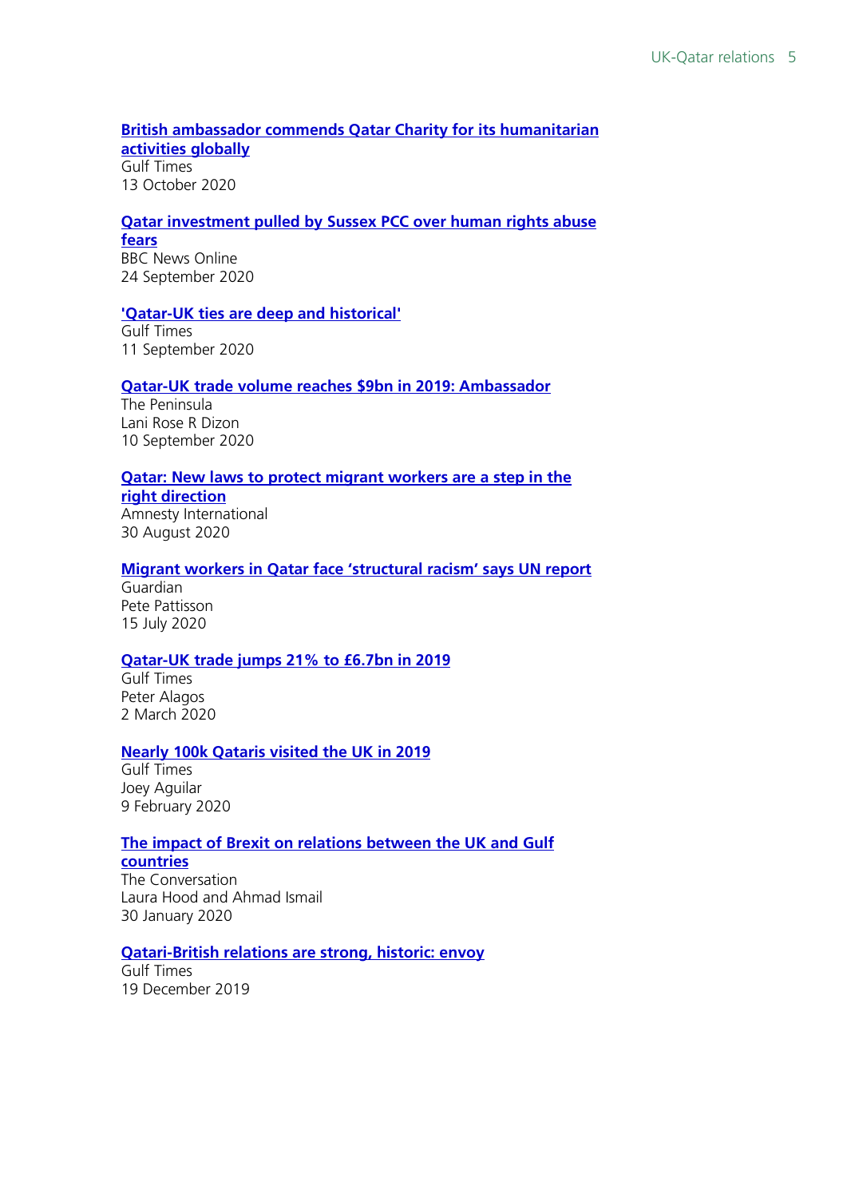**British ambassador commends Qatar Charity for its humanitarian activities globally**
Gulf Times
13 October 2020

**Qatar investment pulled by Sussex PCC over human rights abuse fears**
BBC News Online
24 September 2020

**'Qatar-UK ties are deep and historical'**
Gulf Times
11 September 2020

**Qatar-UK trade volume reaches $9bn in 2019: Ambassador**
The Peninsula
Lani Rose R Dizon
10 September 2020

**Qatar: New laws to protect migrant workers are a step in the right direction**
Amnesty International
30 August 2020

**Migrant workers in Qatar face 'structural racism' says UN report**
Guardian
Pete Pattisson
15 July 2020

**Qatar-UK trade jumps 21% to £6.7bn in 2019**
Gulf Times
Peter Alagos
2 March 2020

**Nearly 100k Qataris visited the UK in 2019**
Gulf Times
Joey Aguilar
9 February 2020

**The impact of Brexit on relations between the UK and Gulf countries**
The Conversation
Laura Hood and Ahmad Ismail
30 January 2020

**Qatari-British relations are strong, historic: envoy**
Gulf Times
19 December 2019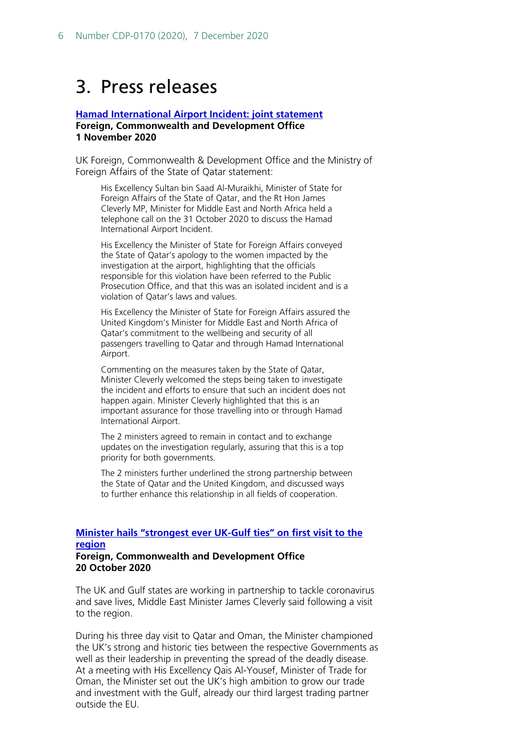# 3. Press releases

**[Hamad International Airport Incident: joint statement](#)**
**Foreign, Commonwealth and Development Office**
**1 November 2020**

UK Foreign, Commonwealth & Development Office and the Ministry of Foreign Affairs of the State of Qatar statement:

> His Excellency Sultan bin Saad Al-Muraikhi, Minister of State for Foreign Affairs of the State of Qatar, and the Rt Hon James Cleverly MP, Minister for Middle East and North Africa held a telephone call on the 31 October 2020 to discuss the Hamad International Airport Incident.
>
> His Excellency the Minister of State for Foreign Affairs conveyed the State of Qatar's apology to the women impacted by the investigation at the airport, highlighting that the officials responsible for this violation have been referred to the Public Prosecution Office, and that this was an isolated incident and is a violation of Qatar's laws and values.
>
> His Excellency the Minister of State for Foreign Affairs assured the United Kingdom's Minister for Middle East and North Africa of Qatar's commitment to the wellbeing and security of all passengers travelling to Qatar and through Hamad International Airport.
>
> Commenting on the measures taken by the State of Qatar, Minister Cleverly welcomed the steps being taken to investigate the incident and efforts to ensure that such an incident does not happen again. Minister Cleverly highlighted that this is an important assurance for those travelling into or through Hamad International Airport.
>
> The 2 ministers agreed to remain in contact and to exchange updates on the investigation regularly, assuring that this is a top priority for both governments.
>
> The 2 ministers further underlined the strong partnership between the State of Qatar and the United Kingdom, and discussed ways to further enhance this relationship in all fields of cooperation.

**[Minister hails "strongest ever UK-Gulf ties" on first visit to the region](#)**
**Foreign, Commonwealth and Development Office**
**20 October 2020**

The UK and Gulf states are working in partnership to tackle coronavirus and save lives, Middle East Minister James Cleverly said following a visit to the region.

During his three day visit to Qatar and Oman, the Minister championed the UK's strong and historic ties between the respective Governments as well as their leadership in preventing the spread of the deadly disease. At a meeting with His Excellency Qais Al-Yousef, Minister of Trade for Oman, the Minister set out the UK's high ambition to grow our trade and investment with the Gulf, already our third largest trading partner outside the EU.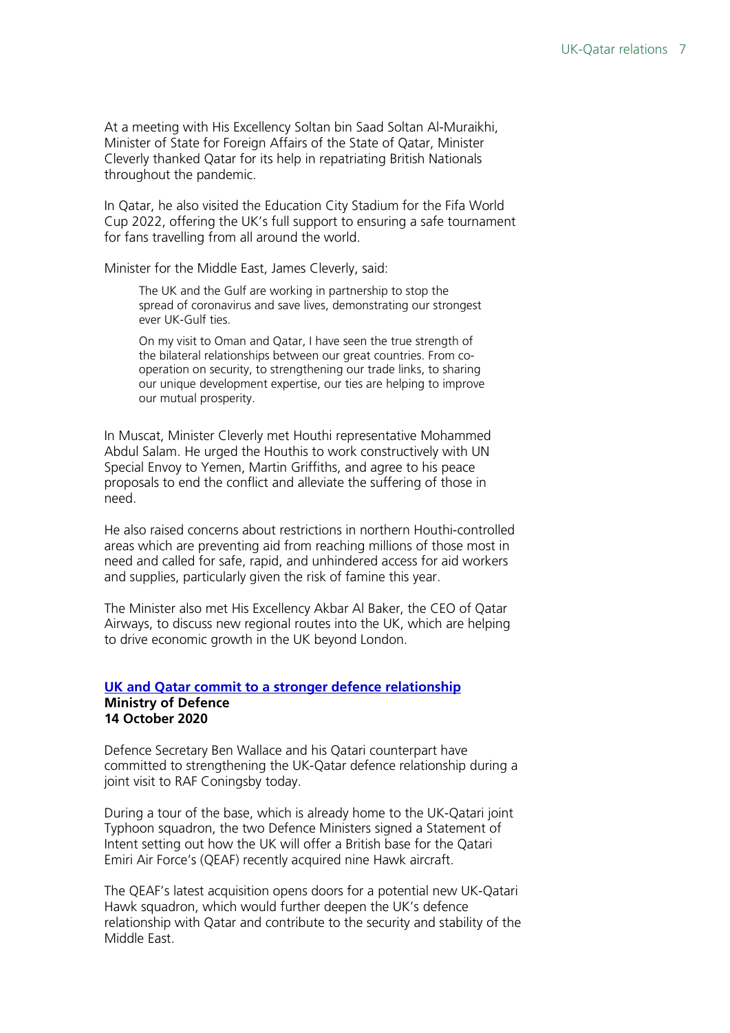At a meeting with His Excellency Soltan bin Saad Soltan Al-Muraikhi, Minister of State for Foreign Affairs of the State of Qatar, Minister Cleverly thanked Qatar for its help in repatriating British Nationals throughout the pandemic.

In Qatar, he also visited the Education City Stadium for the Fifa World Cup 2022, offering the UK's full support to ensuring a safe tournament for fans travelling from all around the world.

Minister for the Middle East, James Cleverly, said:

> The UK and the Gulf are working in partnership to stop the spread of coronavirus and save lives, demonstrating our strongest ever UK-Gulf ties.
>
> On my visit to Oman and Qatar, I have seen the true strength of the bilateral relationships between our great countries. From co-operation on security, to strengthening our trade links, to sharing our unique development expertise, our ties are helping to improve our mutual prosperity.

In Muscat, Minister Cleverly met Houthi representative Mohammed Abdul Salam. He urged the Houthis to work constructively with UN Special Envoy to Yemen, Martin Griffiths, and agree to his peace proposals to end the conflict and alleviate the suffering of those in need.

He also raised concerns about restrictions in northern Houthi-controlled areas which are preventing aid from reaching millions of those most in need and called for safe, rapid, and unhindered access for aid workers and supplies, particularly given the risk of famine this year.

The Minister also met His Excellency Akbar Al Baker, the CEO of Qatar Airways, to discuss new regional routes into the UK, which are helping to drive economic growth in the UK beyond London.

**UK and Qatar commit to a stronger defence relationship**
**Ministry of Defence**
**14 October 2020**

Defence Secretary Ben Wallace and his Qatari counterpart have committed to strengthening the UK-Qatar defence relationship during a joint visit to RAF Coningsby today.

During a tour of the base, which is already home to the UK-Qatari joint Typhoon squadron, the two Defence Ministers signed a Statement of Intent setting out how the UK will offer a British base for the Qatari Emiri Air Force's (QEAF) recently acquired nine Hawk aircraft.

The QEAF's latest acquisition opens doors for a potential new UK-Qatari Hawk squadron, which would further deepen the UK's defence relationship with Qatar and contribute to the security and stability of the Middle East.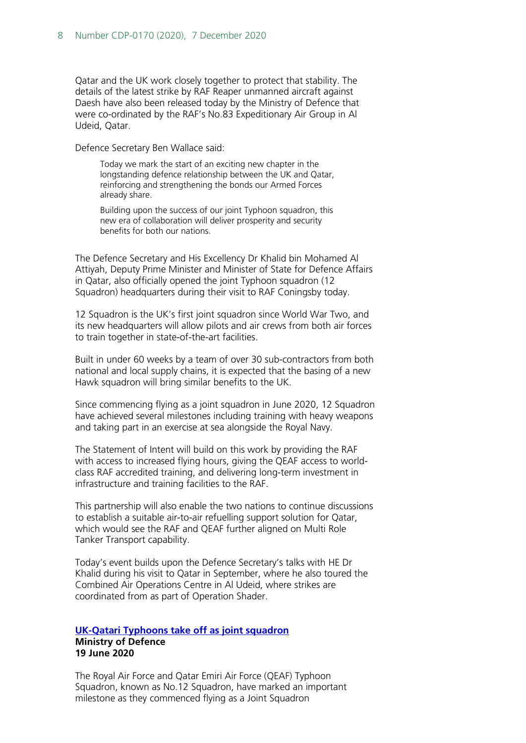Qatar and the UK work closely together to protect that stability. The details of the latest strike by RAF Reaper unmanned aircraft against Daesh have also been released today by the Ministry of Defence that were co-ordinated by the RAF's No.83 Expeditionary Air Group in Al Udeid, Qatar.

Defence Secretary Ben Wallace said:

> Today we mark the start of an exciting new chapter in the longstanding defence relationship between the UK and Qatar, reinforcing and strengthening the bonds our Armed Forces already share.
>
> Building upon the success of our joint Typhoon squadron, this new era of collaboration will deliver prosperity and security benefits for both our nations.

The Defence Secretary and His Excellency Dr Khalid bin Mohamed Al Attiyah, Deputy Prime Minister and Minister of State for Defence Affairs in Qatar, also officially opened the joint Typhoon squadron (12 Squadron) headquarters during their visit to RAF Coningsby today.

12 Squadron is the UK's first joint squadron since World War Two, and its new headquarters will allow pilots and air crews from both air forces to train together in state-of-the-art facilities.

Built in under 60 weeks by a team of over 30 sub-contractors from both national and local supply chains, it is expected that the basing of a new Hawk squadron will bring similar benefits to the UK.

Since commencing flying as a joint squadron in June 2020, 12 Squadron have achieved several milestones including training with heavy weapons and taking part in an exercise at sea alongside the Royal Navy.

The Statement of Intent will build on this work by providing the RAF with access to increased flying hours, giving the QEAF access to world-class RAF accredited training, and delivering long-term investment in infrastructure and training facilities to the RAF.

This partnership will also enable the two nations to continue discussions to establish a suitable air-to-air refuelling support solution for Qatar, which would see the RAF and QEAF further aligned on Multi Role Tanker Transport capability.

Today's event builds upon the Defence Secretary's talks with HE Dr Khalid during his visit to Qatar in September, where he also toured the Combined Air Operations Centre in Al Udeid, where strikes are coordinated from as part of Operation Shader.

**UK-Qatari Typhoons take off as joint squadron**
**Ministry of Defence**
**19 June 2020**

The Royal Air Force and Qatar Emiri Air Force (QEAF) Typhoon Squadron, known as No.12 Squadron, have marked an important milestone as they commenced flying as a Joint Squadron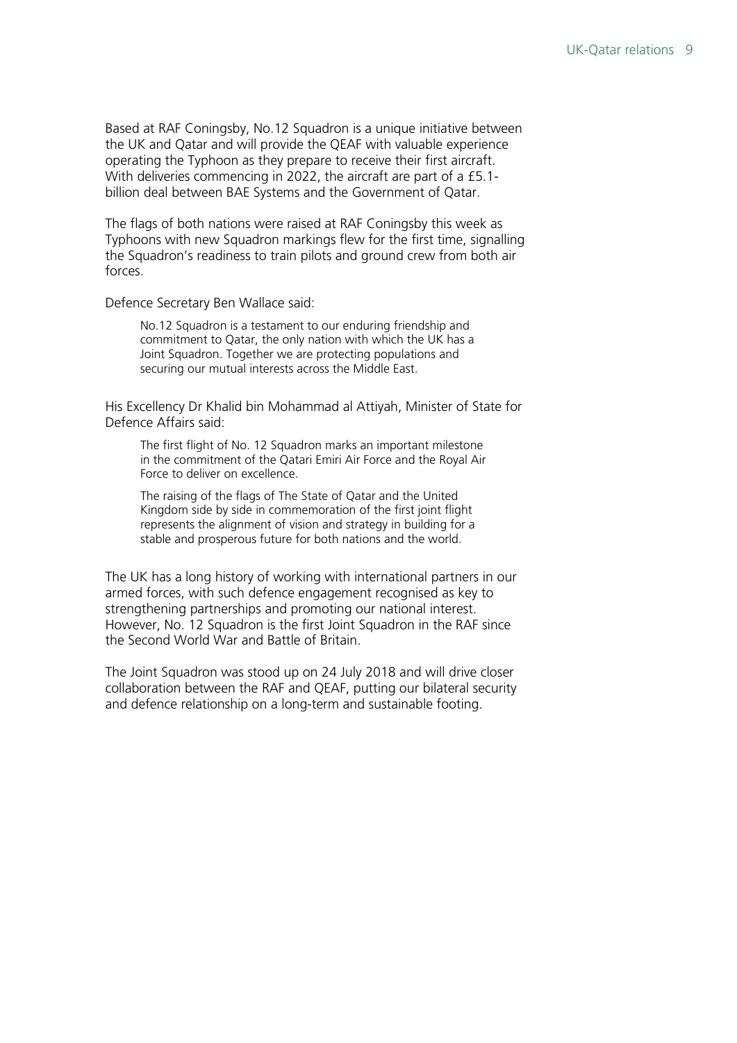Based at RAF Coningsby, No.12 Squadron is a unique initiative between the UK and Qatar and will provide the QEAF with valuable experience operating the Typhoon as they prepare to receive their first aircraft. With deliveries commencing in 2022, the aircraft are part of a £5.1-billion deal between BAE Systems and the Government of Qatar.

The flags of both nations were raised at RAF Coningsby this week as Typhoons with new Squadron markings flew for the first time, signalling the Squadron's readiness to train pilots and ground crew from both air forces.

Defence Secretary Ben Wallace said:

> No.12 Squadron is a testament to our enduring friendship and commitment to Qatar, the only nation with which the UK has a Joint Squadron. Together we are protecting populations and securing our mutual interests across the Middle East.

His Excellency Dr Khalid bin Mohammad al Attiyah, Minister of State for Defence Affairs said:

> The first flight of No. 12 Squadron marks an important milestone in the commitment of the Qatari Emiri Air Force and the Royal Air Force to deliver on excellence.
>
> The raising of the flags of The State of Qatar and the United Kingdom side by side in commemoration of the first joint flight represents the alignment of vision and strategy in building for a stable and prosperous future for both nations and the world.

The UK has a long history of working with international partners in our armed forces, with such defence engagement recognised as key to strengthening partnerships and promoting our national interest. However, No. 12 Squadron is the first Joint Squadron in the RAF since the Second World War and Battle of Britain.

The Joint Squadron was stood up on 24 July 2018 and will drive closer collaboration between the RAF and QEAF, putting our bilateral security and defence relationship on a long-term and sustainable footing.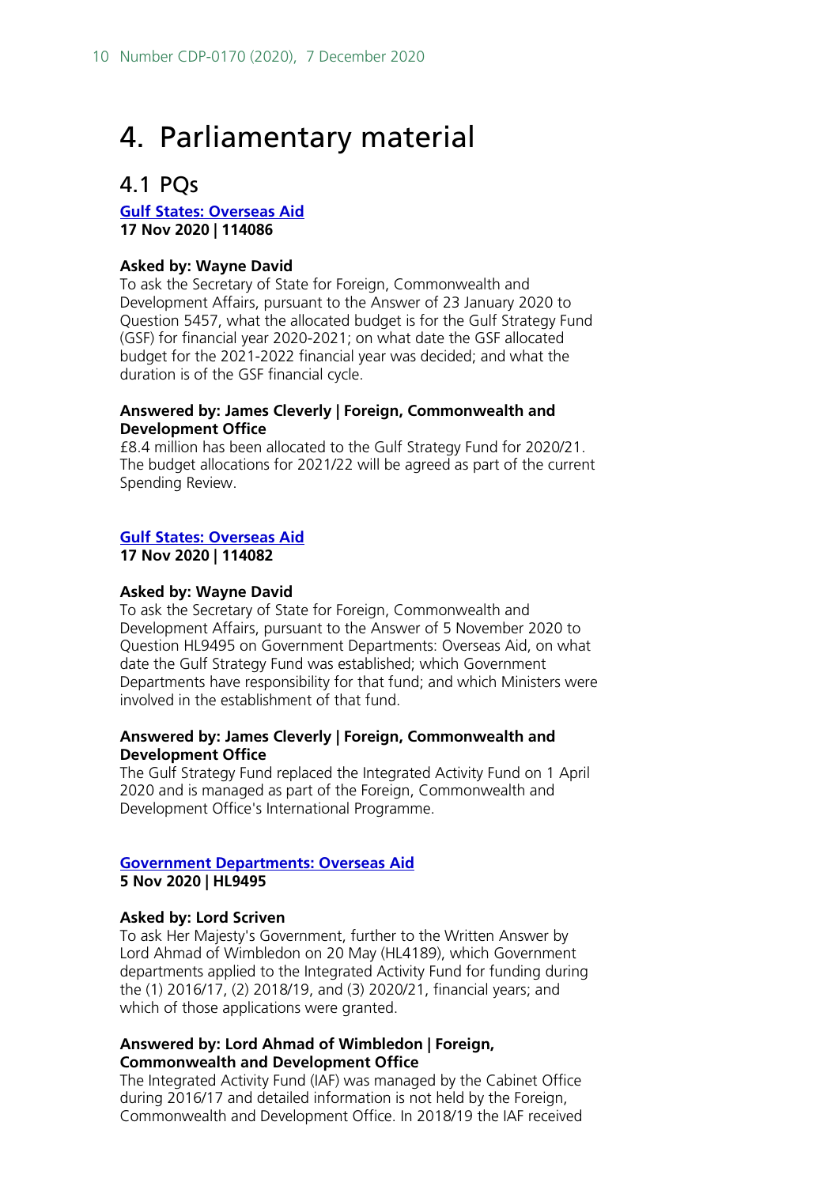# 4. Parliamentary material

## 4.1 PQs

**Gulf States: Overseas Aid**
**17 Nov 2020 | 114086**

**Asked by: Wayne David**
To ask the Secretary of State for Foreign, Commonwealth and Development Affairs, pursuant to the Answer of 23 January 2020 to Question 5457, what the allocated budget is for the Gulf Strategy Fund (GSF) for financial year 2020-2021; on what date the GSF allocated budget for the 2021-2022 financial year was decided; and what the duration is of the GSF financial cycle.

**Answered by: James Cleverly | Foreign, Commonwealth and Development Office**
£8.4 million has been allocated to the Gulf Strategy Fund for 2020/21. The budget allocations for 2021/22 will be agreed as part of the current Spending Review.

**Gulf States: Overseas Aid**
**17 Nov 2020 | 114082**

**Asked by: Wayne David**
To ask the Secretary of State for Foreign, Commonwealth and Development Affairs, pursuant to the Answer of 5 November 2020 to Question HL9495 on Government Departments: Overseas Aid, on what date the Gulf Strategy Fund was established; which Government Departments have responsibility for that fund; and which Ministers were involved in the establishment of that fund.

**Answered by: James Cleverly | Foreign, Commonwealth and Development Office**
The Gulf Strategy Fund replaced the Integrated Activity Fund on 1 April 2020 and is managed as part of the Foreign, Commonwealth and Development Office's International Programme.

**Government Departments: Overseas Aid**
**5 Nov 2020 | HL9495**

**Asked by: Lord Scriven**
To ask Her Majesty's Government, further to the Written Answer by Lord Ahmad of Wimbledon on 20 May (HL4189), which Government departments applied to the Integrated Activity Fund for funding during the (1) 2016/17, (2) 2018/19, and (3) 2020/21, financial years; and which of those applications were granted.

**Answered by: Lord Ahmad of Wimbledon | Foreign, Commonwealth and Development Office**
The Integrated Activity Fund (IAF) was managed by the Cabinet Office during 2016/17 and detailed information is not held by the Foreign, Commonwealth and Development Office. In 2018/19 the IAF received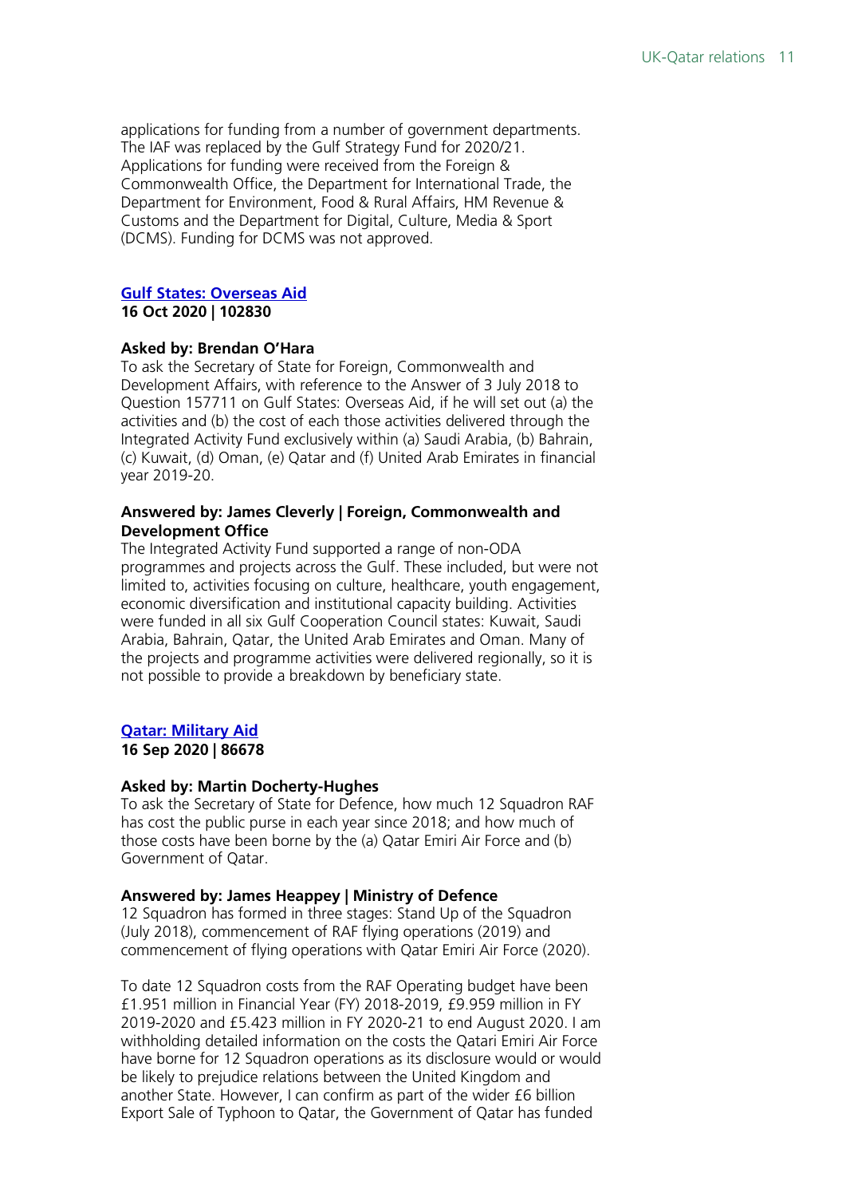applications for funding from a number of government departments. The IAF was replaced by the Gulf Strategy Fund for 2020/21. Applications for funding were received from the Foreign & Commonwealth Office, the Department for International Trade, the Department for Environment, Food & Rural Affairs, HM Revenue & Customs and the Department for Digital, Culture, Media & Sport (DCMS). Funding for DCMS was not approved.

### [Gulf States: Overseas Aid]

**16 Oct 2020 | 102830**

**Asked by: Brendan O'Hara**

To ask the Secretary of State for Foreign, Commonwealth and Development Affairs, with reference to the Answer of 3 July 2018 to Question 157711 on Gulf States: Overseas Aid, if he will set out (a) the activities and (b) the cost of each those activities delivered through the Integrated Activity Fund exclusively within (a) Saudi Arabia, (b) Bahrain, (c) Kuwait, (d) Oman, (e) Qatar and (f) United Arab Emirates in financial year 2019-20.

**Answered by: James Cleverly | Foreign, Commonwealth and Development Office**

The Integrated Activity Fund supported a range of non-ODA programmes and projects across the Gulf. These included, but were not limited to, activities focusing on culture, healthcare, youth engagement, economic diversification and institutional capacity building. Activities were funded in all six Gulf Cooperation Council states: Kuwait, Saudi Arabia, Bahrain, Qatar, the United Arab Emirates and Oman. Many of the projects and programme activities were delivered regionally, so it is not possible to provide a breakdown by beneficiary state.

### [Qatar: Military Aid]

**16 Sep 2020 | 86678**

**Asked by: Martin Docherty-Hughes**

To ask the Secretary of State for Defence, how much 12 Squadron RAF has cost the public purse in each year since 2018; and how much of those costs have been borne by the (a) Qatar Emiri Air Force and (b) Government of Qatar.

**Answered by: James Heappey | Ministry of Defence**

12 Squadron has formed in three stages: Stand Up of the Squadron (July 2018), commencement of RAF flying operations (2019) and commencement of flying operations with Qatar Emiri Air Force (2020).

To date 12 Squadron costs from the RAF Operating budget have been £1.951 million in Financial Year (FY) 2018-2019, £9.959 million in FY 2019-2020 and £5.423 million in FY 2020-21 to end August 2020. I am withholding detailed information on the costs the Qatari Emiri Air Force have borne for 12 Squadron operations as its disclosure would or would be likely to prejudice relations between the United Kingdom and another State. However, I can confirm as part of the wider £6 billion Export Sale of Typhoon to Qatar, the Government of Qatar has funded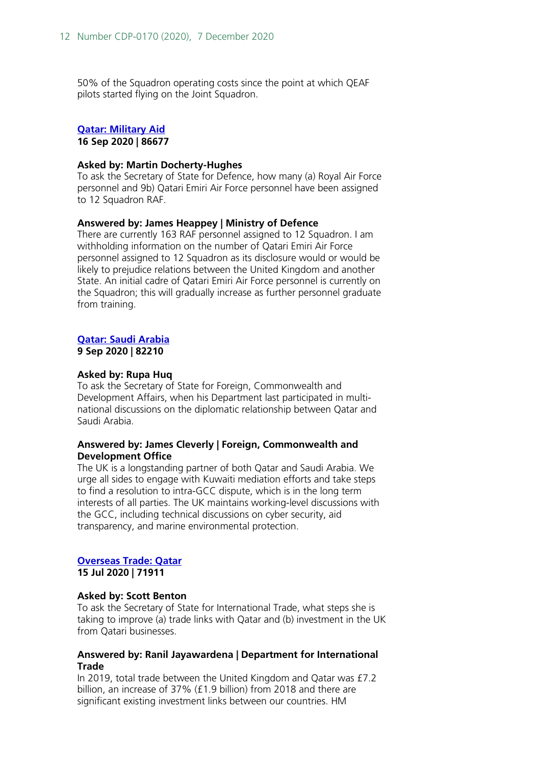50% of the Squadron operating costs since the point at which QEAF pilots started flying on the Joint Squadron.

**[Qatar: Military Aid](#)**
**16 Sep 2020 | 86677**

**Asked by: Martin Docherty-Hughes**
To ask the Secretary of State for Defence, how many (a) Royal Air Force personnel and 9b) Qatari Emiri Air Force personnel have been assigned to 12 Squadron RAF.

**Answered by: James Heappey | Ministry of Defence**
There are currently 163 RAF personnel assigned to 12 Squadron. I am withholding information on the number of Qatari Emiri Air Force personnel assigned to 12 Squadron as its disclosure would or would be likely to prejudice relations between the United Kingdom and another State. An initial cadre of Qatari Emiri Air Force personnel is currently on the Squadron; this will gradually increase as further personnel graduate from training.

**[Qatar: Saudi Arabia](#)**
**9 Sep 2020 | 82210**

**Asked by: Rupa Huq**
To ask the Secretary of State for Foreign, Commonwealth and Development Affairs, when his Department last participated in multi-national discussions on the diplomatic relationship between Qatar and Saudi Arabia.

**Answered by: James Cleverly | Foreign, Commonwealth and Development Office**
The UK is a longstanding partner of both Qatar and Saudi Arabia. We urge all sides to engage with Kuwaiti mediation efforts and take steps to find a resolution to intra-GCC dispute, which is in the long term interests of all parties. The UK maintains working-level discussions with the GCC, including technical discussions on cyber security, aid transparency, and marine environmental protection.

**[Overseas Trade: Qatar](#)**
**15 Jul 2020 | 71911**

**Asked by: Scott Benton**
To ask the Secretary of State for International Trade, what steps she is taking to improve (a) trade links with Qatar and (b) investment in the UK from Qatari businesses.

**Answered by: Ranil Jayawardena | Department for International Trade**
In 2019, total trade between the United Kingdom and Qatar was £7.2 billion, an increase of 37% (£1.9 billion) from 2018 and there are significant existing investment links between our countries. HM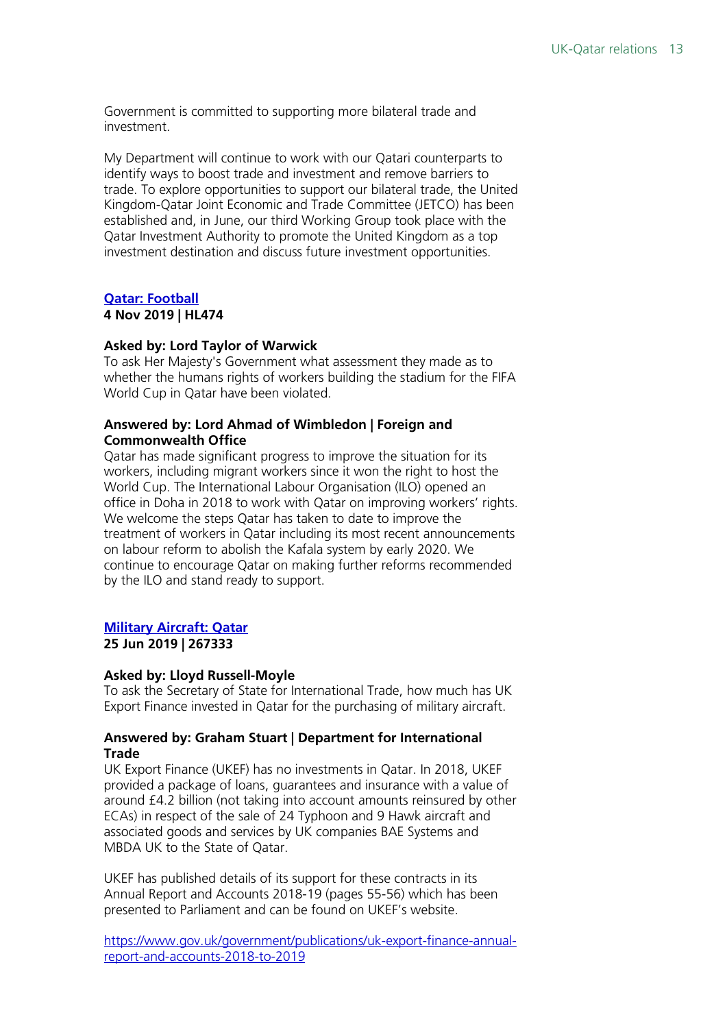Government is committed to supporting more bilateral trade and investment.

My Department will continue to work with our Qatari counterparts to identify ways to boost trade and investment and remove barriers to trade. To explore opportunities to support our bilateral trade, the United Kingdom-Qatar Joint Economic and Trade Committee (JETCO) has been established and, in June, our third Working Group took place with the Qatar Investment Authority to promote the United Kingdom as a top investment destination and discuss future investment opportunities.

### [Qatar: Football]()

**4 Nov 2019 | HL474**

**Asked by: Lord Taylor of Warwick**

To ask Her Majesty's Government what assessment they made as to whether the humans rights of workers building the stadium for the FIFA World Cup in Qatar have been violated.

**Answered by: Lord Ahmad of Wimbledon | Foreign and Commonwealth Office**

Qatar has made significant progress to improve the situation for its workers, including migrant workers since it won the right to host the World Cup. The International Labour Organisation (ILO) opened an office in Doha in 2018 to work with Qatar on improving workers' rights. We welcome the steps Qatar has taken to date to improve the treatment of workers in Qatar including its most recent announcements on labour reform to abolish the Kafala system by early 2020. We continue to encourage Qatar on making further reforms recommended by the ILO and stand ready to support.

### [Military Aircraft: Qatar]()

**25 Jun 2019 | 267333**

**Asked by: Lloyd Russell-Moyle**

To ask the Secretary of State for International Trade, how much has UK Export Finance invested in Qatar for the purchasing of military aircraft.

**Answered by: Graham Stuart | Department for International Trade**

UK Export Finance (UKEF) has no investments in Qatar. In 2018, UKEF provided a package of loans, guarantees and insurance with a value of around £4.2 billion (not taking into account amounts reinsured by other ECAs) in respect of the sale of 24 Typhoon and 9 Hawk aircraft and associated goods and services by UK companies BAE Systems and MBDA UK to the State of Qatar.

UKEF has published details of its support for these contracts in its Annual Report and Accounts 2018-19 (pages 55-56) which has been presented to Parliament and can be found on UKEF's website.

[https://www.gov.uk/government/publications/uk-export-finance-annual-report-and-accounts-2018-to-2019](https://www.gov.uk/government/publications/uk-export-finance-annual-report-and-accounts-2018-to-2019)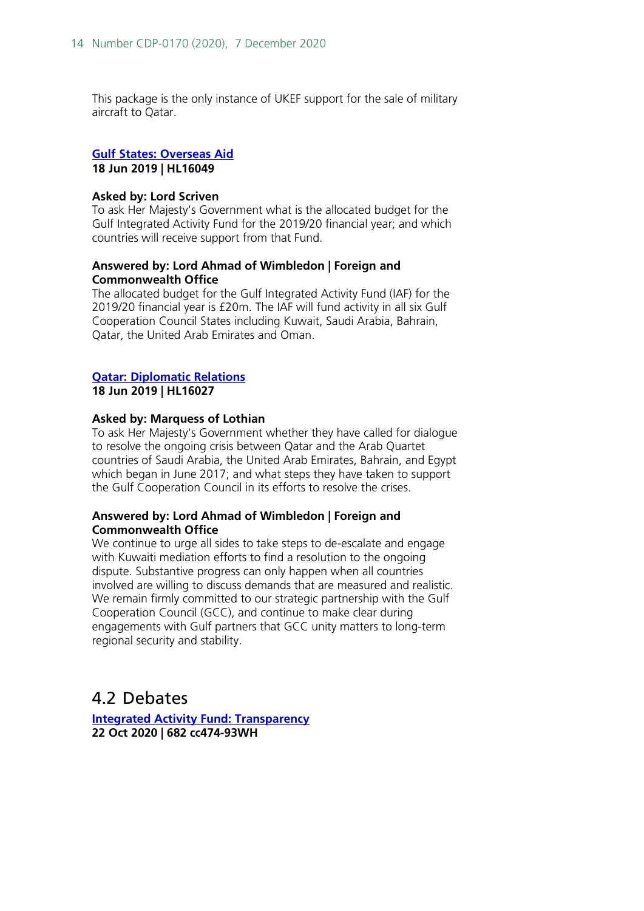This package is the only instance of UKEF support for the sale of military aircraft to Qatar.

**Gulf States: Overseas Aid**
**18 Jun 2019 | HL16049**

**Asked by: Lord Scriven**
To ask Her Majesty's Government what is the allocated budget for the Gulf Integrated Activity Fund for the 2019/20 financial year; and which countries will receive support from that Fund.

**Answered by: Lord Ahmad of Wimbledon | Foreign and Commonwealth Office**
The allocated budget for the Gulf Integrated Activity Fund (IAF) for the 2019/20 financial year is £20m. The IAF will fund activity in all six Gulf Cooperation Council States including Kuwait, Saudi Arabia, Bahrain, Qatar, the United Arab Emirates and Oman.

**Qatar: Diplomatic Relations**
**18 Jun 2019 | HL16027**

**Asked by: Marquess of Lothian**
To ask Her Majesty's Government whether they have called for dialogue to resolve the ongoing crisis between Qatar and the Arab Quartet countries of Saudi Arabia, the United Arab Emirates, Bahrain, and Egypt which began in June 2017; and what steps they have taken to support the Gulf Cooperation Council in its efforts to resolve the crises.

**Answered by: Lord Ahmad of Wimbledon | Foreign and Commonwealth Office**
We continue to urge all sides to take steps to de-escalate and engage with Kuwaiti mediation efforts to find a resolution to the ongoing dispute. Substantive progress can only happen when all countries involved are willing to discuss demands that are measured and realistic. We remain firmly committed to our strategic partnership with the Gulf Cooperation Council (GCC), and continue to make clear during engagements with Gulf partners that GCC unity matters to long-term regional security and stability.

## 4.2 Debates

**Integrated Activity Fund: Transparency**
**22 Oct 2020 | 682 cc474-93WH**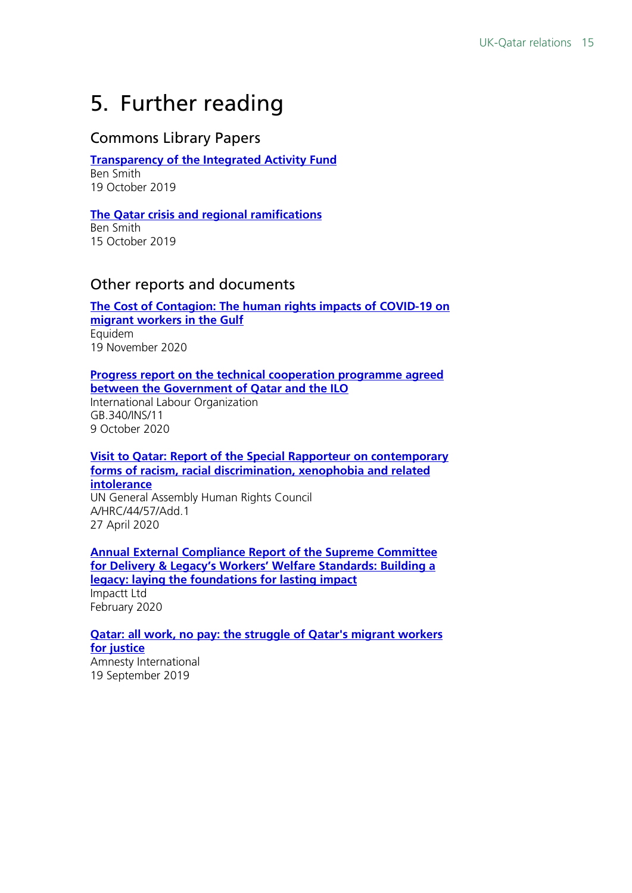# 5. Further reading

## Commons Library Papers

**Transparency of the Integrated Activity Fund**
Ben Smith
19 October 2019

**The Qatar crisis and regional ramifications**
Ben Smith
15 October 2019

## Other reports and documents

**The Cost of Contagion: The human rights impacts of COVID-19 on migrant workers in the Gulf**
Equidem
19 November 2020

**Progress report on the technical cooperation programme agreed between the Government of Qatar and the ILO**
International Labour Organization
GB.340/INS/11
9 October 2020

**Visit to Qatar: Report of the Special Rapporteur on contemporary forms of racism, racial discrimination, xenophobia and related intolerance**
UN General Assembly Human Rights Council
A/HRC/44/57/Add.1
27 April 2020

**Annual External Compliance Report of the Supreme Committee for Delivery & Legacy's Workers' Welfare Standards: Building a legacy: laying the foundations for lasting impact**
Impactt Ltd
February 2020

**Qatar: all work, no pay: the struggle of Qatar's migrant workers for justice**
Amnesty International
19 September 2019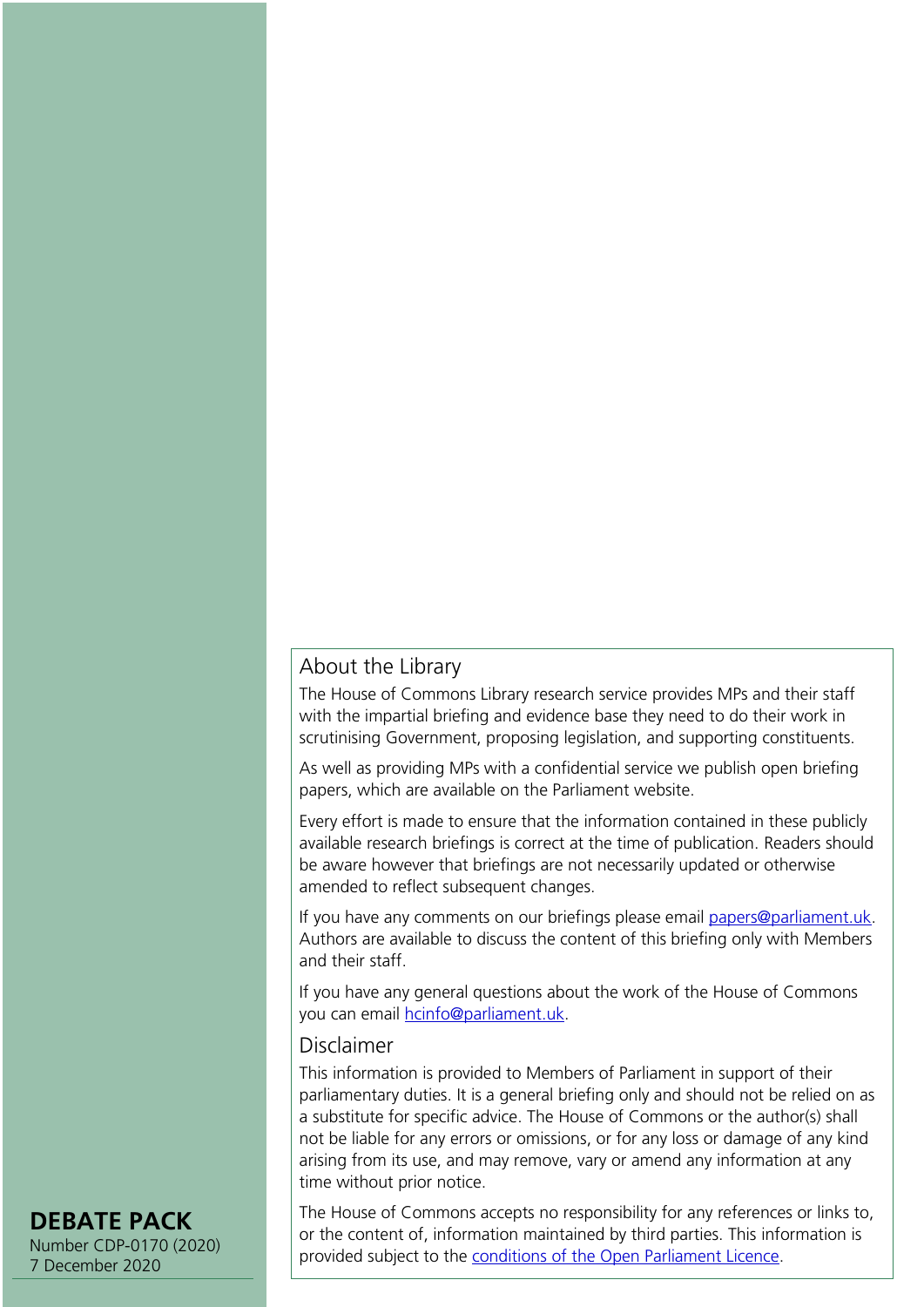## About the Library

The House of Commons Library research service provides MPs and their staff with the impartial briefing and evidence base they need to do their work in scrutinising Government, proposing legislation, and supporting constituents.

As well as providing MPs with a confidential service we publish open briefing papers, which are available on the Parliament website.

Every effort is made to ensure that the information contained in these publicly available research briefings is correct at the time of publication. Readers should be aware however that briefings are not necessarily updated or otherwise amended to reflect subsequent changes.

If you have any comments on our briefings please email [papers@parliament.uk](mailto:papers@parliament.uk). Authors are available to discuss the content of this briefing only with Members and their staff.

If you have any general questions about the work of the House of Commons you can email [hcinfo@parliament.uk](mailto:hcinfo@parliament.uk).

## Disclaimer

This information is provided to Members of Parliament in support of their parliamentary duties. It is a general briefing only and should not be relied on as a substitute for specific advice. The House of Commons or the author(s) shall not be liable for any errors or omissions, or for any loss or damage of any kind arising from its use, and may remove, vary or amend any information at any time without prior notice.

The House of Commons accepts no responsibility for any references or links to, or the content of, information maintained by third parties. This information is provided subject to the conditions of the Open Parliament Licence.

**DEBATE PACK**

Number CDP-0170 (2020)

7 December 2020